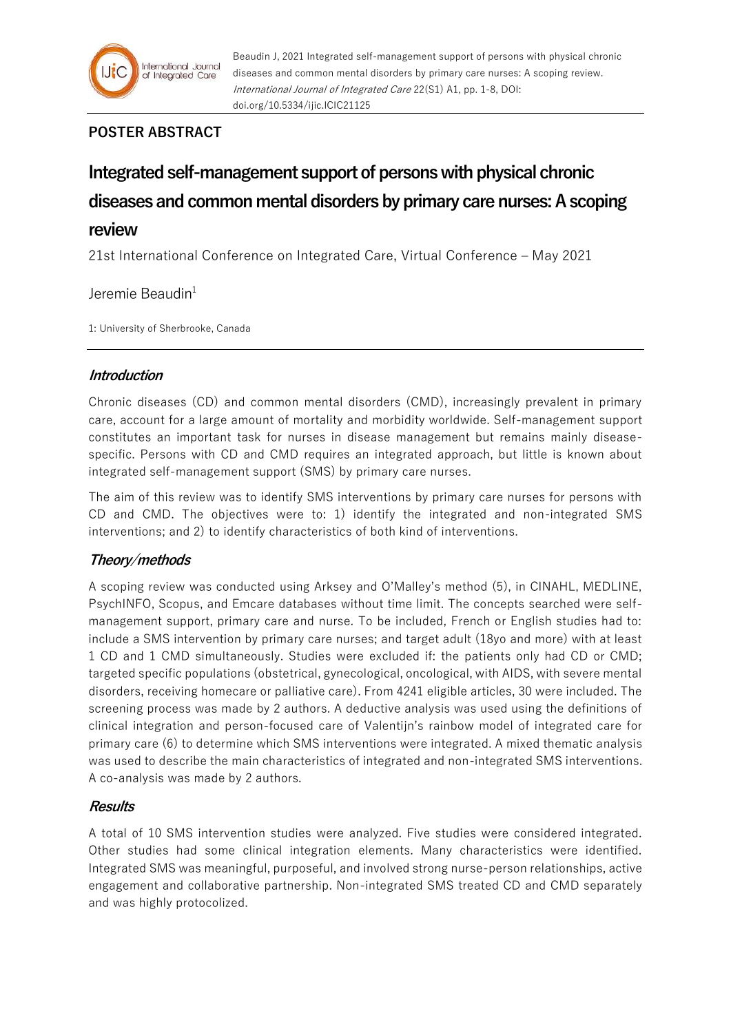Beaudin J, 2021 Integrated self-management support of persons with physical chronic diseases and common mental disorders by primary care nurses: A scoping review. *International Journal of Integrated Care* 22(S1) A1, pp. 1-8, DOI: doi.org/10.5334/ijic.ICIC21125

**POSTER ABSTRACT**

# Integrated self-management support of persons with physical chronic diseases and common mental disorders by primary care nurses: A scoping review

21st International Conference on Integrated Care, Virtual Conference – May 2021

Jeremie Beaudin[1]

1: University of Sherbrooke, Canada

## *Introduction*

Chronic diseases (CD) and common mental disorders (CMD), increasingly prevalent in primary care, account for a large amount of mortality and morbidity worldwide. Self-management support constitutes an important task for nurses in disease management but remains mainly disease-specific. Persons with CD and CMD requires an integrated approach, but little is known about integrated self-management support (SMS) by primary care nurses.

The aim of this review was to identify SMS interventions by primary care nurses for persons with CD and CMD. The objectives were to: 1) identify the integrated and non-integrated SMS interventions; and 2) to identify characteristics of both kind of interventions.

## *Theory/methods*

A scoping review was conducted using Arksey and O'Malley's method (5), in CINAHL, MEDLINE, PsychINFO, Scopus, and Emcare databases without time limit. The concepts searched were self-management support, primary care and nurse. To be included, French or English studies had to: include a SMS intervention by primary care nurses; and target adult (18yo and more) with at least 1 CD and 1 CMD simultaneously. Studies were excluded if: the patients only had CD or CMD; targeted specific populations (obstetrical, gynecological, oncological, with AIDS, with severe mental disorders, receiving homecare or palliative care). From 4241 eligible articles, 30 were included. The screening process was made by 2 authors. A deductive analysis was used using the definitions of clinical integration and person-focused care of Valentijn's rainbow model of integrated care for primary care (6) to determine which SMS interventions were integrated. A mixed thematic analysis was used to describe the main characteristics of integrated and non-integrated SMS interventions. A co-analysis was made by 2 authors.

## *Results*

A total of 10 SMS intervention studies were analyzed. Five studies were considered integrated. Other studies had some clinical integration elements. Many characteristics were identified. Integrated SMS was meaningful, purposeful, and involved strong nurse-person relationships, active engagement and collaborative partnership. Non-integrated SMS treated CD and CMD separately and was highly protocolized.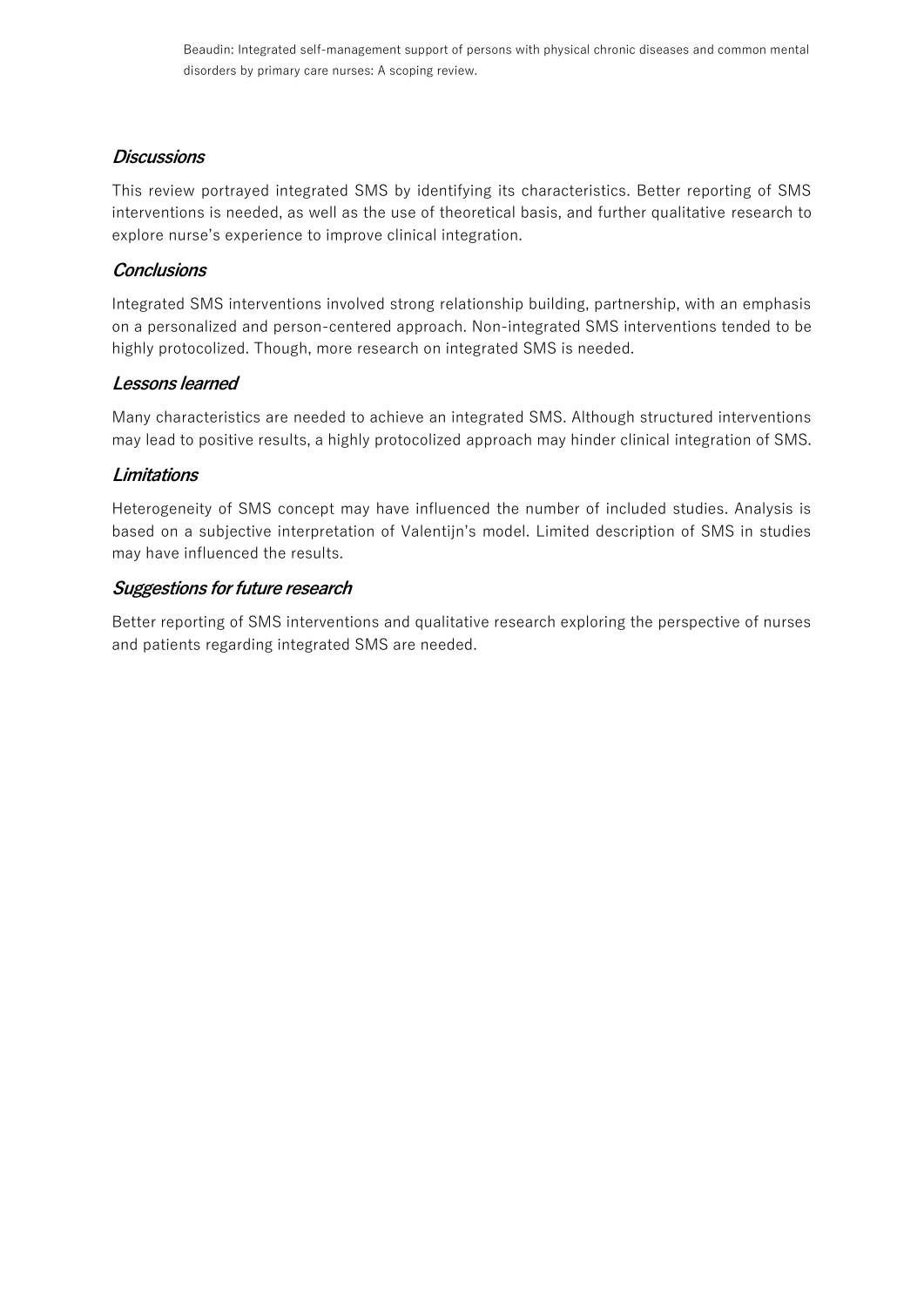### *Discussions*

This review portrayed integrated SMS by identifying its characteristics. Better reporting of SMS interventions is needed, as well as the use of theoretical basis, and further qualitative research to explore nurse's experience to improve clinical integration.

### *Conclusions*

Integrated SMS interventions involved strong relationship building, partnership, with an emphasis on a personalized and person-centered approach. Non-integrated SMS interventions tended to be highly protocolized. Though, more research on integrated SMS is needed.

### *Lessons learned*

Many characteristics are needed to achieve an integrated SMS. Although structured interventions may lead to positive results, a highly protocolized approach may hinder clinical integration of SMS.

### *Limitations*

Heterogeneity of SMS concept may have influenced the number of included studies. Analysis is based on a subjective interpretation of Valentijn's model. Limited description of SMS in studies may have influenced the results.

### *Suggestions for future research*

Better reporting of SMS interventions and qualitative research exploring the perspective of nurses and patients regarding integrated SMS are needed.